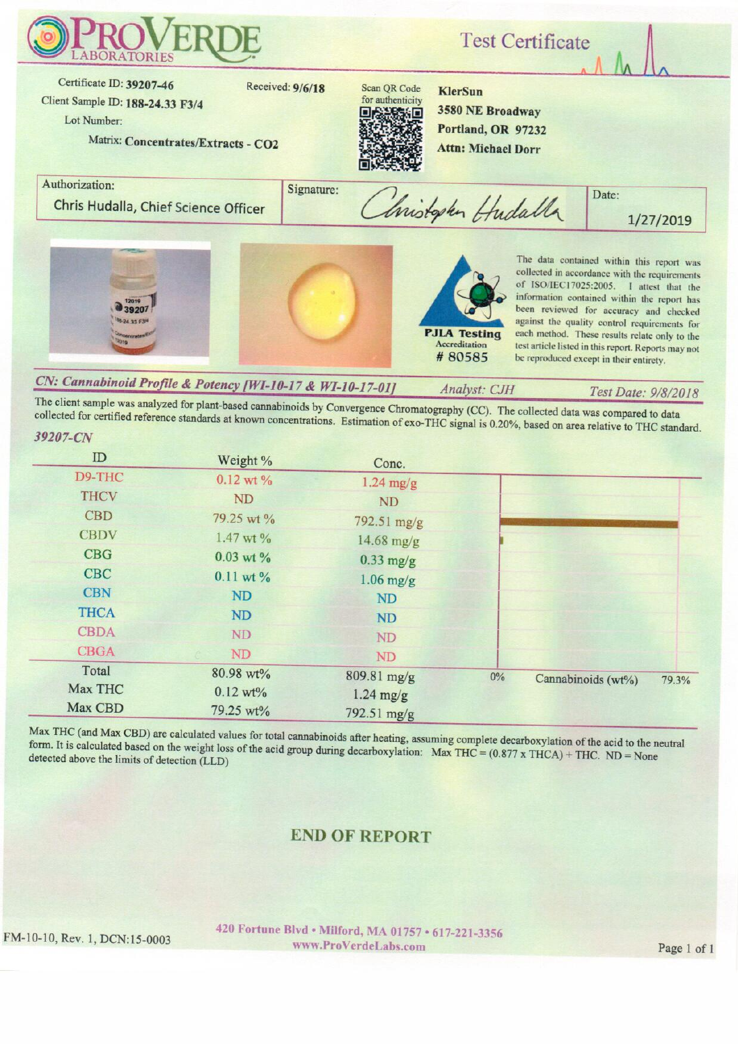# ProVerde Laboratories

## Test Certificate

Certificate ID: **39207-46**
Received: **9/6/18**
Client Sample ID: **188-24.33 F3/4**
Lot Number:
Matrix: **Concentrates/Extracts - CO2**

Scan QR Code for authenticity

**KlerSun**
**3580 NE Broadway**
**Portland, OR 97232**
**Attn: Michael Dorr**

| Authorization: | Signature: | Date: |
|---|---|---|
| Chris Hudalla, Chief Science Officer | Christopher Hudalla | 1/27/2019 |

PJLA Testing Accreditation # 80585

The data contained within this report was collected in accordance with the requirements of ISO/IEC17025:2005. I attest that the information contained within the report has been reviewed for accuracy and checked against the quality control requirements for each method. These results relate only to the test article listed in this report. Reports may not be reproduced except in their entirety.

### *CN: Cannabinoid Profile & Potency [WI-10-17 & WI-10-17-01]*

*Analyst: CJH* — *Test Date: 9/8/2018*

The client sample was analyzed for plant-based cannabinoids by Convergence Chromatography (CC). The collected data was compared to data collected for certified reference standards at known concentrations. Estimation of exo-THC signal is 0.20%, based on area relative to THC standard.

*39207-CN*

| ID | Weight % | Conc. |
|---|---|---|
| D9-THC | 0.12 wt % | 1.24 mg/g |
| THCV | ND | ND |
| CBD | 79.25 wt % | 792.51 mg/g |
| CBDV | 1.47 wt % | 14.68 mg/g |
| CBG | 0.03 wt % | 0.33 mg/g |
| CBC | 0.11 wt % | 1.06 mg/g |
| CBN | ND | ND |
| THCA | ND | ND |
| CBDA | ND | ND |
| CBGA | ND | ND |
| Total | 80.98 wt% | 809.81 mg/g |
| Max THC | 0.12 wt% | 1.24 mg/g |
| Max CBD | 79.25 wt% | 792.51 mg/g |

0% Cannabinoids (wt%) 79.3%

Max THC (and Max CBD) are calculated values for total cannabinoids after heating, assuming complete decarboxylation of the acid to the neutral form. It is calculated based on the weight loss of the acid group during decarboxylation: Max THC = (0.877 x THCA) + THC. ND = None detected above the limits of detection (LLD)

**END OF REPORT**

FM-10-10, Rev. 1, DCN:15-0003

420 Fortune Blvd • Milford, MA 01757 • 617-221-3356
www.ProVerdeLabs.com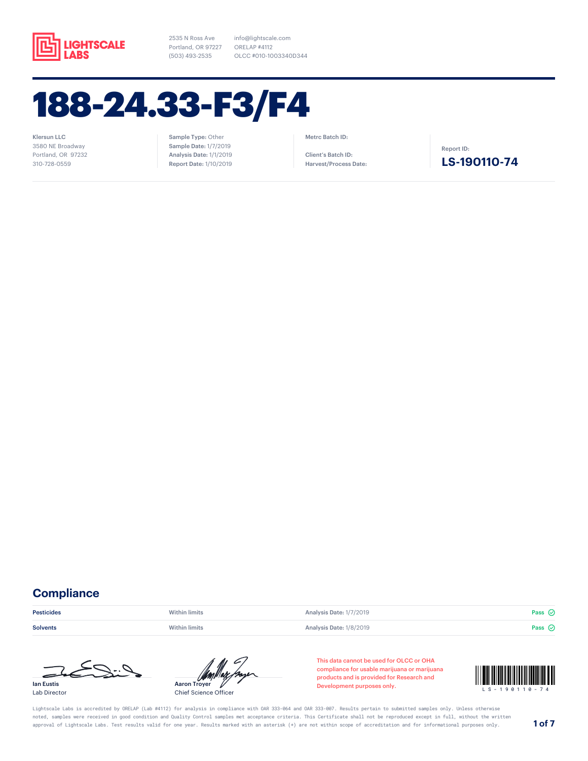LIGHTSCALE LABS

2535 N Ross Ave
Portland, OR 97227
(503) 493-2535

info@lightscale.com
ORELAP #4112
OLCC #010-1003340D344

# 188-24.33-F3/F4

**Klersun LLC**
3580 NE Broadway
Portland, OR 97232
310-728-0559

**Sample Type:** Other
**Sample Date:** 1/7/2019
**Analysis Date:** 1/1/2019
**Report Date:** 1/10/2019

**Metrc Batch ID:**

**Client's Batch ID:**
**Harvest/Process Date:**

Report ID:
**LS-190110-74**

## Compliance

| | | | |
|---|---|---|---|
| **Pesticides** | Within limits | **Analysis Date:** 1/7/2019 | Pass |
| **Solvents** | Within limits | **Analysis Date:** 1/8/2019 | Pass |

**Ian Eustis**
Lab Director

**Aaron Troyer**
Chief Science Officer

This data cannot be used for OLCC or OHA compliance for usable marijuana or marijuana products and is provided for Research and Development purposes only.

LS-190110-74

Lightscale Labs is accredited by ORELAP (Lab #4112) for analysis in compliance with OAR 333-064 and OAR 333-007. Results pertain to submitted samples only. Unless otherwise noted, samples were received in good condition and Quality Control samples met acceptance criteria. This Certificate shall not be reproduced except in full, without the written approval of Lightscale Labs. Test results valid for one year. Results marked with an asterisk (*) are not within scope of accreditation and for informational purposes only.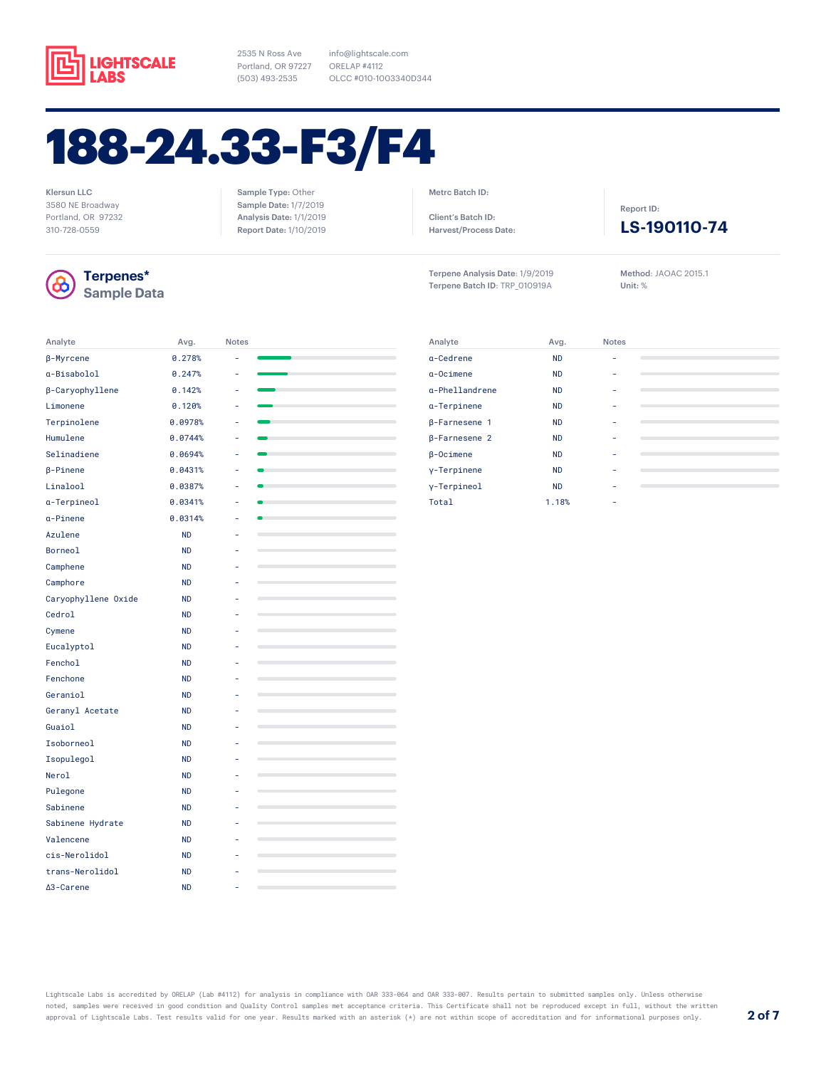LIGHTSCALE LABS

2535 N Ross Ave
Portland, OR 97227
(503) 493-2535

info@lightscale.com
ORELAP #4112
OLCC #010-1003340D344

# 188-24.33-F3/F4

Klersun LLC
3580 NE Broadway
Portland, OR 97232
310-728-0559

**Sample Type:** Other
**Sample Date:** 1/7/2019
**Analysis Date:** 1/1/2019
**Report Date:** 1/10/2019

**Metrc Batch ID:**

**Client's Batch ID:**
**Harvest/Process Date:**

**Report ID:**
**LS-190110-74**

## Terpenes* Sample Data

**Terpene Analysis Date:** 1/9/2019
**Terpene Batch ID:** TRP_010919A

**Method:** JAOAC 2015.1
**Unit:** %

| Analyte | Avg. | Notes |
|---|---|---|
| β-Myrcene | 0.278% | - |
| α-Bisabolol | 0.247% | - |
| β-Caryophyllene | 0.142% | - |
| Limonene | 0.120% | - |
| Terpinolene | 0.0978% | - |
| Humulene | 0.0744% | - |
| Selinadiene | 0.0694% | - |
| β-Pinene | 0.0431% | - |
| Linalool | 0.0387% | - |
| α-Terpineol | 0.0341% | - |
| α-Pinene | 0.0314% | - |
| Azulene | ND | - |
| Borneol | ND | - |
| Camphene | ND | - |
| Camphore | ND | - |
| Caryophyllene Oxide | ND | - |
| Cedrol | ND | - |
| Cymene | ND | - |
| Eucalyptol | ND | - |
| Fenchol | ND | - |
| Fenchone | ND | - |
| Geraniol | ND | - |
| Geranyl Acetate | ND | - |
| Guaiol | ND | - |
| Isoborneol | ND | - |
| Isopulegol | ND | - |
| Nerol | ND | - |
| Pulegone | ND | - |
| Sabinene | ND | - |
| Sabinene Hydrate | ND | - |
| Valencene | ND | - |
| cis-Nerolidol | ND | - |
| trans-Nerolidol | ND | - |
| Δ3-Carene | ND | - |
| α-Cedrene | ND | - |
| α-Ocimene | ND | - |
| α-Phellandrene | ND | - |
| α-Terpinene | ND | - |
| β-Farnesene 1 | ND | - |
| β-Farnesene 2 | ND | - |
| β-Ocimene | ND | - |
| γ-Terpinene | ND | - |
| γ-Terpineol | ND | - |
| Total | 1.18% | - |

Lightscale Labs is accredited by ORELAP (Lab #4112) for analysis in compliance with OAR 333-064 and OAR 333-007. Results pertain to submitted samples only. Unless otherwise noted, samples were received in good condition and Quality Control samples met acceptance criteria. This Certificate shall not be reproduced except in full, without the written approval of Lightscale Labs. Test results valid for one year. Results marked with an asterisk (*) are not within scope of accreditation and for informational purposes only.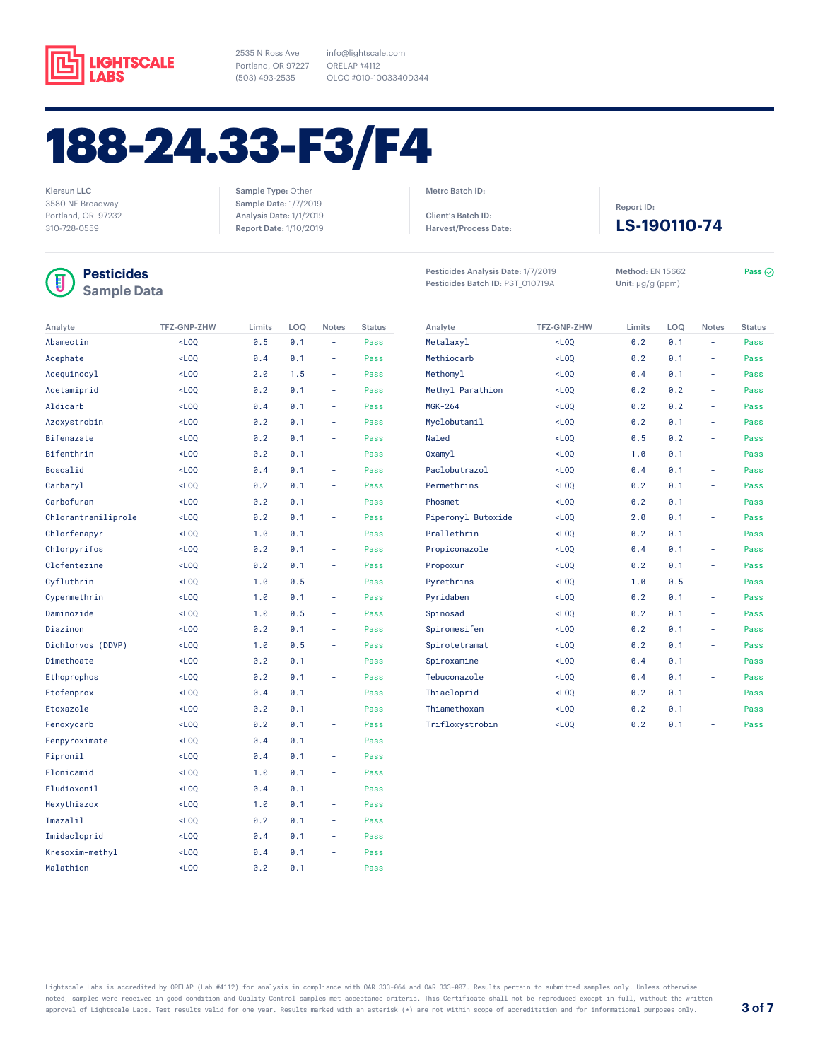LIGHTSCALE LABS

2535 N Ross Ave
Portland, OR 97227
(503) 493-2535

info@lightscale.com
ORELAP #4112
OLCC #010-1003340D344

# 188-24.33-F3/F4

Klersun LLC
3580 NE Broadway
Portland, OR 97232
310-728-0559

**Sample Type:** Other
**Sample Date:** 1/7/2019
**Analysis Date:** 1/1/2019
**Report Date:** 1/10/2019

**Metrc Batch ID:**

**Client's Batch ID:**
**Harvest/Process Date:**

**Report ID:**
**LS-190110-74**

## Pesticides
### Sample Data

**Pesticides Analysis Date:** 1/7/2019
**Pesticides Batch ID:** PST_010719A

**Method:** EN 15662
**Unit:** µg/g (ppm)

**Pass**

| Analyte | TFZ-GNP-ZHW | Limits | LOQ | Notes | Status |
|---|---|---|---|---|---|
| Abamectin | <LOQ | 0.5 | 0.1 | - | Pass |
| Acephate | <LOQ | 0.4 | 0.1 | - | Pass |
| Acequinocyl | <LOQ | 2.0 | 1.5 | - | Pass |
| Acetamiprid | <LOQ | 0.2 | 0.1 | - | Pass |
| Aldicarb | <LOQ | 0.4 | 0.1 | - | Pass |
| Azoxystrobin | <LOQ | 0.2 | 0.1 | - | Pass |
| Bifenazate | <LOQ | 0.2 | 0.1 | - | Pass |
| Bifenthrin | <LOQ | 0.2 | 0.1 | - | Pass |
| Boscalid | <LOQ | 0.4 | 0.1 | - | Pass |
| Carbaryl | <LOQ | 0.2 | 0.1 | - | Pass |
| Carbofuran | <LOQ | 0.2 | 0.1 | - | Pass |
| Chlorantraniliprole | <LOQ | 0.2 | 0.1 | - | Pass |
| Chlorfenapyr | <LOQ | 1.0 | 0.1 | - | Pass |
| Chlorpyrifos | <LOQ | 0.2 | 0.1 | - | Pass |
| Clofentezine | <LOQ | 0.2 | 0.1 | - | Pass |
| Cyfluthrin | <LOQ | 1.0 | 0.5 | - | Pass |
| Cypermethrin | <LOQ | 1.0 | 0.1 | - | Pass |
| Daminozide | <LOQ | 1.0 | 0.5 | - | Pass |
| Diazinon | <LOQ | 0.2 | 0.1 | - | Pass |
| Dichlorvos (DDVP) | <LOQ | 1.0 | 0.5 | - | Pass |
| Dimethoate | <LOQ | 0.2 | 0.1 | - | Pass |
| Ethoprophos | <LOQ | 0.2 | 0.1 | - | Pass |
| Etofenprox | <LOQ | 0.4 | 0.1 | - | Pass |
| Etoxazole | <LOQ | 0.2 | 0.1 | - | Pass |
| Fenoxycarb | <LOQ | 0.2 | 0.1 | - | Pass |
| Fenpyroximate | <LOQ | 0.4 | 0.1 | - | Pass |
| Fipronil | <LOQ | 0.4 | 0.1 | - | Pass |
| Flonicamid | <LOQ | 1.0 | 0.1 | - | Pass |
| Fludioxonil | <LOQ | 0.4 | 0.1 | - | Pass |
| Hexythiazox | <LOQ | 1.0 | 0.1 | - | Pass |
| Imazalil | <LOQ | 0.2 | 0.1 | - | Pass |
| Imidacloprid | <LOQ | 0.4 | 0.1 | - | Pass |
| Kresoxim-methyl | <LOQ | 0.4 | 0.1 | - | Pass |
| Malathion | <LOQ | 0.2 | 0.1 | - | Pass |
| Metalaxyl | <LOQ | 0.2 | 0.1 | - | Pass |
| Methiocarb | <LOQ | 0.2 | 0.1 | - | Pass |
| Methomyl | <LOQ | 0.4 | 0.1 | - | Pass |
| Methyl Parathion | <LOQ | 0.2 | 0.2 | - | Pass |
| MGK-264 | <LOQ | 0.2 | 0.2 | - | Pass |
| Myclobutanil | <LOQ | 0.2 | 0.1 | - | Pass |
| Naled | <LOQ | 0.5 | 0.2 | - | Pass |
| Oxamyl | <LOQ | 1.0 | 0.1 | - | Pass |
| Paclobutrazol | <LOQ | 0.4 | 0.1 | - | Pass |
| Permethrins | <LOQ | 0.2 | 0.1 | - | Pass |
| Phosmet | <LOQ | 0.2 | 0.1 | - | Pass |
| Piperonyl Butoxide | <LOQ | 2.0 | 0.1 | - | Pass |
| Prallethrin | <LOQ | 0.2 | 0.1 | - | Pass |
| Propiconazole | <LOQ | 0.4 | 0.1 | - | Pass |
| Propoxur | <LOQ | 0.2 | 0.1 | - | Pass |
| Pyrethrins | <LOQ | 1.0 | 0.5 | - | Pass |
| Pyridaben | <LOQ | 0.2 | 0.1 | - | Pass |
| Spinosad | <LOQ | 0.2 | 0.1 | - | Pass |
| Spiromesifen | <LOQ | 0.2 | 0.1 | - | Pass |
| Spirotetramat | <LOQ | 0.2 | 0.1 | - | Pass |
| Spiroxamine | <LOQ | 0.4 | 0.1 | - | Pass |
| Tebuconazole | <LOQ | 0.4 | 0.1 | - | Pass |
| Thiacloprid | <LOQ | 0.2 | 0.1 | - | Pass |
| Thiamethoxam | <LOQ | 0.2 | 0.1 | - | Pass |
| Trifloxystrobin | <LOQ | 0.2 | 0.1 | - | Pass |

Lightscale Labs is accredited by ORELAP (Lab #4112) for analysis in compliance with OAR 333-064 and OAR 333-007. Results pertain to submitted samples only. Unless otherwise noted, samples were received in good condition and Quality Control samples met acceptance criteria. This Certificate shall not be reproduced except in full, without the written approval of Lightscale Labs. Test results valid for one year. Results marked with an asterisk (*) are not within scope of accreditation and for informational purposes only.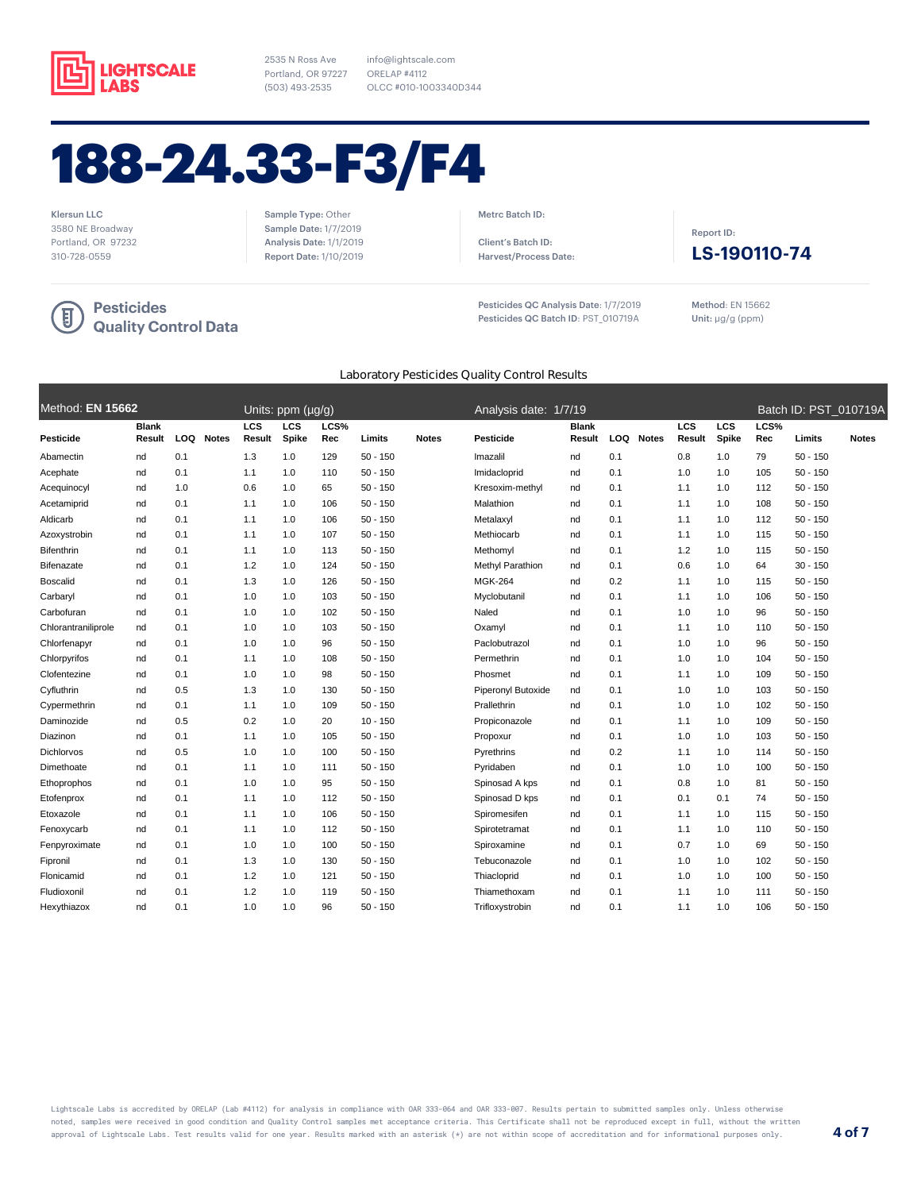**LIGHTSCALE LABS**

2535 N Ross Ave
Portland, OR 97227
(503) 493-2535

info@lightscale.com
ORELAP #4112
OLCC #010-1003340D344

# 188-24.33-F3/F4

Klersun LLC
3580 NE Broadway
Portland, OR 97232
310-728-0559

**Sample Type:** Other
**Sample Date:** 1/7/2019
**Analysis Date:** 1/1/2019
**Report Date:** 1/10/2019

**Metrc Batch ID:**

**Client's Batch ID:**
**Harvest/Process Date:**

**Report ID:**
**LS-190110-74**

## Pesticides Quality Control Data

**Pesticides QC Analysis Date:** 1/7/2019
**Pesticides QC Batch ID:** PST_010719A

**Method:** EN 15662
**Unit:** µg/g (ppm)

### Laboratory Pesticides Quality Control Results

Method: **EN 15662** | Units: ppm (µg/g) | Analysis date: 1/7/19 | Batch ID: PST_010719A

| Pesticide | Blank Result | LOQ | Notes | LCS Result | LCS Spike | LCS% Rec | Limits | Notes |
|---|---|---|---|---|---|---|---|---|
| Abamectin | nd | 0.1 | | 1.3 | 1.0 | 129 | 50 - 150 | |
| Acephate | nd | 0.1 | | 1.1 | 1.0 | 110 | 50 - 150 | |
| Acequinocyl | nd | 1.0 | | 0.6 | 1.0 | 65 | 50 - 150 | |
| Acetamiprid | nd | 0.1 | | 1.1 | 1.0 | 106 | 50 - 150 | |
| Aldicarb | nd | 0.1 | | 1.1 | 1.0 | 106 | 50 - 150 | |
| Azoxystrobin | nd | 0.1 | | 1.1 | 1.0 | 107 | 50 - 150 | |
| Bifenthrin | nd | 0.1 | | 1.1 | 1.0 | 113 | 50 - 150 | |
| Bifenazate | nd | 0.1 | | 1.2 | 1.0 | 124 | 50 - 150 | |
| Boscalid | nd | 0.1 | | 1.3 | 1.0 | 126 | 50 - 150 | |
| Carbaryl | nd | 0.1 | | 1.0 | 1.0 | 103 | 50 - 150 | |
| Carbofuran | nd | 0.1 | | 1.0 | 1.0 | 102 | 50 - 150 | |
| Chlorantraniliprole | nd | 0.1 | | 1.0 | 1.0 | 103 | 50 - 150 | |
| Chlorfenapyr | nd | 0.1 | | 1.0 | 1.0 | 96 | 50 - 150 | |
| Chlorpyrifos | nd | 0.1 | | 1.1 | 1.0 | 108 | 50 - 150 | |
| Clofentezine | nd | 0.1 | | 1.0 | 1.0 | 98 | 50 - 150 | |
| Cyfluthrin | nd | 0.5 | | 1.3 | 1.0 | 130 | 50 - 150 | |
| Cypermethrin | nd | 0.1 | | 1.1 | 1.0 | 109 | 50 - 150 | |
| Daminozide | nd | 0.5 | | 0.2 | 1.0 | 20 | 10 - 150 | |
| Diazinon | nd | 0.1 | | 1.1 | 1.0 | 105 | 50 - 150 | |
| Dichlorvos | nd | 0.5 | | 1.0 | 1.0 | 100 | 50 - 150 | |
| Dimethoate | nd | 0.1 | | 1.1 | 1.0 | 111 | 50 - 150 | |
| Ethoprophos | nd | 0.1 | | 1.0 | 1.0 | 95 | 50 - 150 | |
| Etofenprox | nd | 0.1 | | 1.1 | 1.0 | 112 | 50 - 150 | |
| Etoxazole | nd | 0.1 | | 1.1 | 1.0 | 106 | 50 - 150 | |
| Fenoxycarb | nd | 0.1 | | 1.1 | 1.0 | 112 | 50 - 150 | |
| Fenpyroximate | nd | 0.1 | | 1.0 | 1.0 | 100 | 50 - 150 | |
| Fipronil | nd | 0.1 | | 1.3 | 1.0 | 130 | 50 - 150 | |
| Flonicamid | nd | 0.1 | | 1.2 | 1.0 | 121 | 50 - 150 | |
| Fludioxonil | nd | 0.1 | | 1.2 | 1.0 | 119 | 50 - 150 | |
| Hexythiazox | nd | 0.1 | | 1.0 | 1.0 | 96 | 50 - 150 | |
| Imazalil | nd | 0.1 | | 0.8 | 1.0 | 79 | 50 - 150 | |
| Imidacloprid | nd | 0.1 | | 1.0 | 1.0 | 105 | 50 - 150 | |
| Kresoxim-methyl | nd | 0.1 | | 1.1 | 1.0 | 112 | 50 - 150 | |
| Malathion | nd | 0.1 | | 1.1 | 1.0 | 108 | 50 - 150 | |
| Metalaxyl | nd | 0.1 | | 1.1 | 1.0 | 112 | 50 - 150 | |
| Methiocarb | nd | 0.1 | | 1.1 | 1.0 | 115 | 50 - 150 | |
| Methomyl | nd | 0.1 | | 1.2 | 1.0 | 115 | 50 - 150 | |
| Methyl Parathion | nd | 0.1 | | 0.6 | 1.0 | 64 | 30 - 150 | |
| MGK-264 | nd | 0.2 | | 1.1 | 1.0 | 115 | 50 - 150 | |
| Myclobutanil | nd | 0.1 | | 1.1 | 1.0 | 106 | 50 - 150 | |
| Naled | nd | 0.1 | | 1.0 | 1.0 | 96 | 50 - 150 | |
| Oxamyl | nd | 0.1 | | 1.1 | 1.0 | 110 | 50 - 150 | |
| Paclobutrazol | nd | 0.1 | | 1.0 | 1.0 | 96 | 50 - 150 | |
| Permethrin | nd | 0.1 | | 1.0 | 1.0 | 104 | 50 - 150 | |
| Phosmet | nd | 0.1 | | 1.1 | 1.0 | 109 | 50 - 150 | |
| Piperonyl Butoxide | nd | 0.1 | | 1.0 | 1.0 | 103 | 50 - 150 | |
| Prallethrin | nd | 0.1 | | 1.0 | 1.0 | 102 | 50 - 150 | |
| Propiconazole | nd | 0.1 | | 1.1 | 1.0 | 109 | 50 - 150 | |
| Propoxur | nd | 0.1 | | 1.0 | 1.0 | 103 | 50 - 150 | |
| Pyrethrins | nd | 0.2 | | 1.1 | 1.0 | 114 | 50 - 150 | |
| Pyridaben | nd | 0.1 | | 1.0 | 1.0 | 100 | 50 - 150 | |
| Spinosad A kps | nd | 0.1 | | 0.8 | 1.0 | 81 | 50 - 150 | |
| Spinosad D kps | nd | 0.1 | | 0.1 | 0.1 | 74 | 50 - 150 | |
| Spiromesifen | nd | 0.1 | | 1.1 | 1.0 | 115 | 50 - 150 | |
| Spirotetramat | nd | 0.1 | | 1.1 | 1.0 | 110 | 50 - 150 | |
| Spiroxamine | nd | 0.1 | | 0.7 | 1.0 | 69 | 50 - 150 | |
| Tebuconazole | nd | 0.1 | | 1.0 | 1.0 | 102 | 50 - 150 | |
| Thiacloprid | nd | 0.1 | | 1.0 | 1.0 | 100 | 50 - 150 | |
| Thiamethoxam | nd | 0.1 | | 1.1 | 1.0 | 111 | 50 - 150 | |
| Trifloxystrobin | nd | 0.1 | | 1.1 | 1.0 | 106 | 50 - 150 | |

Lightscale Labs is accredited by ORELAP (Lab #4112) for analysis in compliance with OAR 333-064 and OAR 333-007. Results pertain to submitted samples only. Unless otherwise noted, samples were received in good condition and Quality Control samples met acceptance criteria. This Certificate shall not be reproduced except in full, without the written approval of Lightscale Labs. Test results valid for one year. Results marked with an asterisk (*) are not within scope of accreditation and for informational purposes only.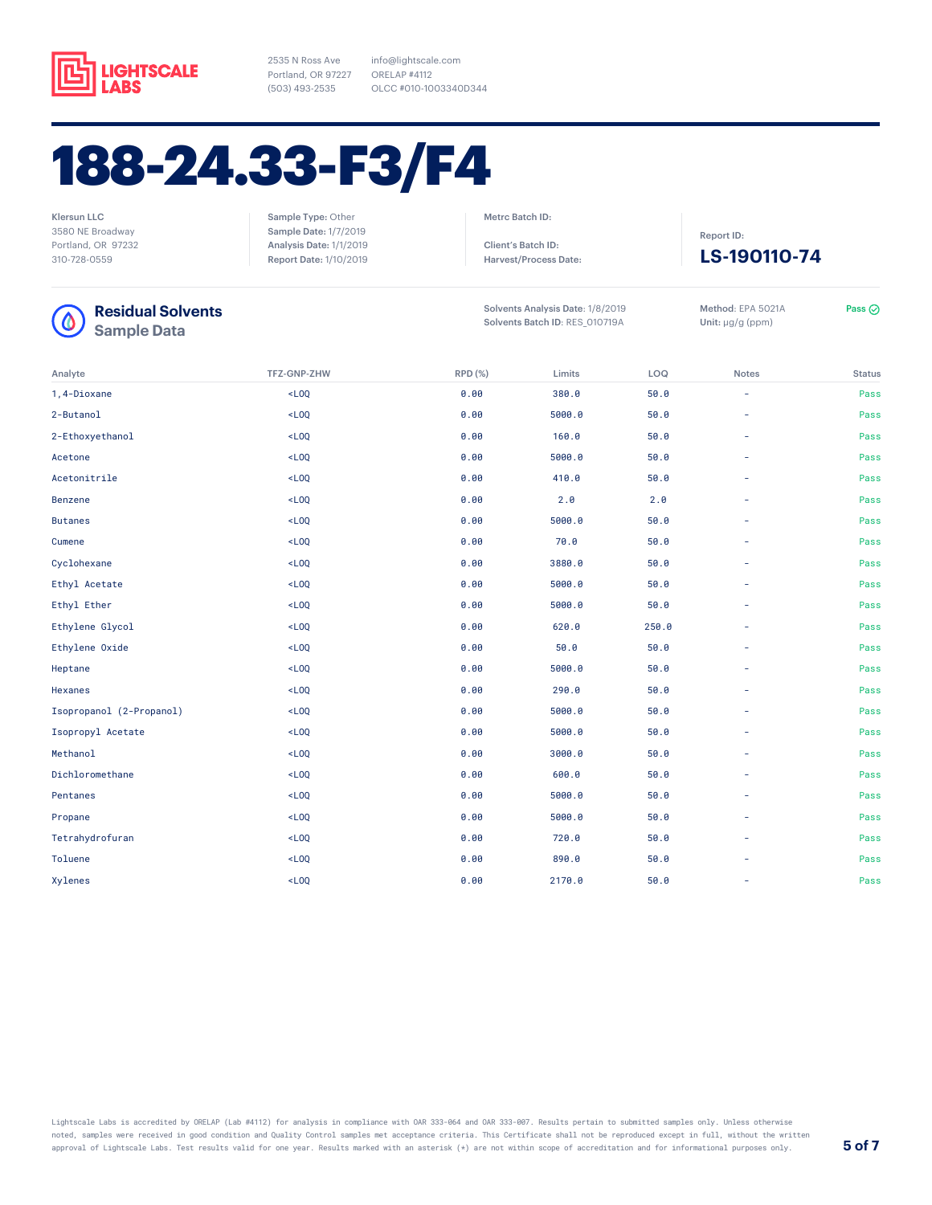LIGHTSCALE LABS

2535 N Ross Ave
Portland, OR 97227
(503) 493-2535

info@lightscale.com
ORELAP #4112
OLCC #010-1003340D344

# 188-24.33-F3/F4

Klersun LLC
3580 NE Broadway
Portland, OR 97232
310-728-0559

**Sample Type:** Other
**Sample Date:** 1/7/2019
**Analysis Date:** 1/1/2019
**Report Date:** 1/10/2019

**Metrc Batch ID:**

**Client's Batch ID:**
**Harvest/Process Date:**

**Report ID:**
**LS-190110-74**

## Residual Solvents Sample Data

**Solvents Analysis Date:** 1/8/2019
**Solvents Batch ID:** RES_010719A

**Method:** EPA 5021A
**Unit:** µg/g (ppm)

Pass

| Analyte | TFZ-GNP-ZHW | RPD (%) | Limits | LOQ | Notes | Status |
|---|---|---|---|---|---|---|
| 1,4-Dioxane | <LOQ | 0.00 | 380.0 | 50.0 | - | Pass |
| 2-Butanol | <LOQ | 0.00 | 5000.0 | 50.0 | - | Pass |
| 2-Ethoxyethanol | <LOQ | 0.00 | 160.0 | 50.0 | - | Pass |
| Acetone | <LOQ | 0.00 | 5000.0 | 50.0 | - | Pass |
| Acetonitrile | <LOQ | 0.00 | 410.0 | 50.0 | - | Pass |
| Benzene | <LOQ | 0.00 | 2.0 | 2.0 | - | Pass |
| Butanes | <LOQ | 0.00 | 5000.0 | 50.0 | - | Pass |
| Cumene | <LOQ | 0.00 | 70.0 | 50.0 | - | Pass |
| Cyclohexane | <LOQ | 0.00 | 3880.0 | 50.0 | - | Pass |
| Ethyl Acetate | <LOQ | 0.00 | 5000.0 | 50.0 | - | Pass |
| Ethyl Ether | <LOQ | 0.00 | 5000.0 | 50.0 | - | Pass |
| Ethylene Glycol | <LOQ | 0.00 | 620.0 | 250.0 | - | Pass |
| Ethylene Oxide | <LOQ | 0.00 | 50.0 | 50.0 | - | Pass |
| Heptane | <LOQ | 0.00 | 5000.0 | 50.0 | - | Pass |
| Hexanes | <LOQ | 0.00 | 290.0 | 50.0 | - | Pass |
| Isopropanol (2-Propanol) | <LOQ | 0.00 | 5000.0 | 50.0 | - | Pass |
| Isopropyl Acetate | <LOQ | 0.00 | 5000.0 | 50.0 | - | Pass |
| Methanol | <LOQ | 0.00 | 3000.0 | 50.0 | - | Pass |
| Dichloromethane | <LOQ | 0.00 | 600.0 | 50.0 | - | Pass |
| Pentanes | <LOQ | 0.00 | 5000.0 | 50.0 | - | Pass |
| Propane | <LOQ | 0.00 | 5000.0 | 50.0 | - | Pass |
| Tetrahydrofuran | <LOQ | 0.00 | 720.0 | 50.0 | - | Pass |
| Toluene | <LOQ | 0.00 | 890.0 | 50.0 | - | Pass |
| Xylenes | <LOQ | 0.00 | 2170.0 | 50.0 | - | Pass |

Lightscale Labs is accredited by ORELAP (Lab #4112) for analysis in compliance with OAR 333-064 and OAR 333-007. Results pertain to submitted samples only. Unless otherwise noted, samples were received in good condition and Quality Control samples met acceptance criteria. This Certificate shall not be reproduced except in full, without the written approval of Lightscale Labs. Test results valid for one year. Results marked with an asterisk (*) are not within scope of accreditation and for informational purposes only.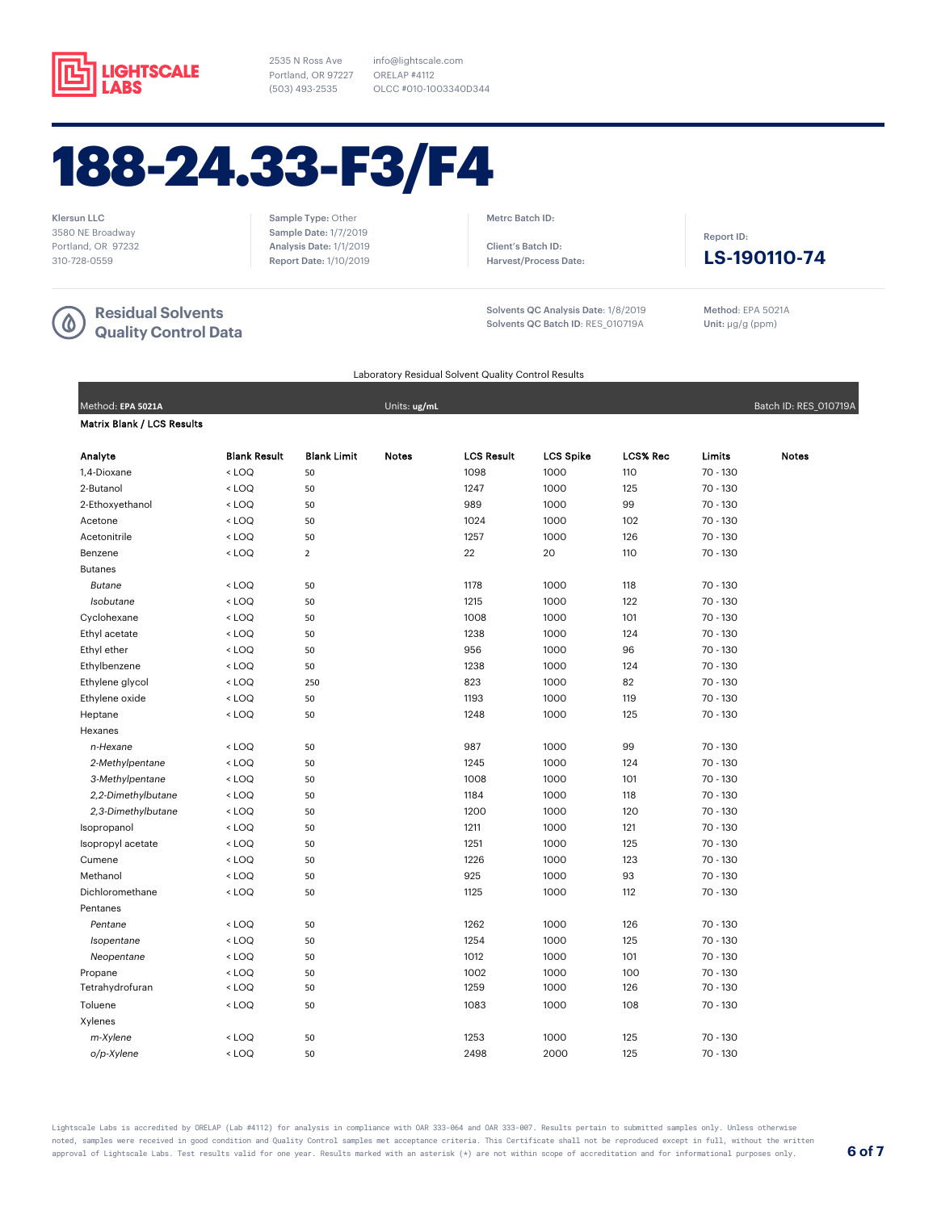LIGHTSCALE LABS

2535 N Ross Ave
Portland, OR 97227
(503) 493-2535

info@lightscale.com
ORELAP #4112
OLCC #010-1003340D344

# 188-24.33-F3/F4

Klersun LLC
3580 NE Broadway
Portland, OR 97232
310-728-0559

**Sample Type:** Other
**Sample Date:** 1/7/2019
**Analysis Date:** 1/1/2019
**Report Date:** 1/10/2019

**Metrc Batch ID:**

**Client's Batch ID:**
**Harvest/Process Date:**

**Report ID:**
**LS-190110-74**

## Residual Solvents Quality Control Data

**Solvents QC Analysis Date:** 1/8/2019
**Solvents QC Batch ID:** RES_010719A

**Method:** EPA 5021A
**Unit:** μg/g (ppm)

Laboratory Residual Solvent Quality Control Results

Method: **EPA 5021A** | Units: **ug/mL** | Batch ID: RES_010719A

**Matrix Blank / LCS Results**

| Analyte | Blank Result | Blank Limit | Notes | LCS Result | LCS Spike | LCS% Rec | Limits | Notes |
|---|---|---|---|---|---|---|---|---|
| 1,4-Dioxane | < LOQ | 50 | | 1098 | 1000 | 110 | 70 - 130 | |
| 2-Butanol | < LOQ | 50 | | 1247 | 1000 | 125 | 70 - 130 | |
| 2-Ethoxyethanol | < LOQ | 50 | | 989 | 1000 | 99 | 70 - 130 | |
| Acetone | < LOQ | 50 | | 1024 | 1000 | 102 | 70 - 130 | |
| Acetonitrile | < LOQ | 50 | | 1257 | 1000 | 126 | 70 - 130 | |
| Benzene | < LOQ | 2 | | 22 | 20 | 110 | 70 - 130 | |
| Butanes | | | | | | | | |
| *Butane* | < LOQ | 50 | | 1178 | 1000 | 118 | 70 - 130 | |
| *Isobutane* | < LOQ | 50 | | 1215 | 1000 | 122 | 70 - 130 | |
| Cyclohexane | < LOQ | 50 | | 1008 | 1000 | 101 | 70 - 130 | |
| Ethyl acetate | < LOQ | 50 | | 1238 | 1000 | 124 | 70 - 130 | |
| Ethyl ether | < LOQ | 50 | | 956 | 1000 | 96 | 70 - 130 | |
| Ethylbenzene | < LOQ | 50 | | 1238 | 1000 | 124 | 70 - 130 | |
| Ethylene glycol | < LOQ | 250 | | 823 | 1000 | 82 | 70 - 130 | |
| Ethylene oxide | < LOQ | 50 | | 1193 | 1000 | 119 | 70 - 130 | |
| Heptane | < LOQ | 50 | | 1248 | 1000 | 125 | 70 - 130 | |
| Hexanes | | | | | | | | |
| *n-Hexane* | < LOQ | 50 | | 987 | 1000 | 99 | 70 - 130 | |
| *2-Methylpentane* | < LOQ | 50 | | 1245 | 1000 | 124 | 70 - 130 | |
| *3-Methylpentane* | < LOQ | 50 | | 1008 | 1000 | 101 | 70 - 130 | |
| *2,2-Dimethylbutane* | < LOQ | 50 | | 1184 | 1000 | 118 | 70 - 130 | |
| *2,3-Dimethylbutane* | < LOQ | 50 | | 1200 | 1000 | 120 | 70 - 130 | |
| Isopropanol | < LOQ | 50 | | 1211 | 1000 | 121 | 70 - 130 | |
| Isopropyl acetate | < LOQ | 50 | | 1251 | 1000 | 125 | 70 - 130 | |
| Cumene | < LOQ | 50 | | 1226 | 1000 | 123 | 70 - 130 | |
| Methanol | < LOQ | 50 | | 925 | 1000 | 93 | 70 - 130 | |
| Dichloromethane | < LOQ | 50 | | 1125 | 1000 | 112 | 70 - 130 | |
| Pentanes | | | | | | | | |
| *Pentane* | < LOQ | 50 | | 1262 | 1000 | 126 | 70 - 130 | |
| *Isopentane* | < LOQ | 50 | | 1254 | 1000 | 125 | 70 - 130 | |
| *Neopentane* | < LOQ | 50 | | 1012 | 1000 | 101 | 70 - 130 | |
| Propane | < LOQ | 50 | | 1002 | 1000 | 100 | 70 - 130 | |
| Tetrahydrofuran | < LOQ | 50 | | 1259 | 1000 | 126 | 70 - 130 | |
| Toluene | < LOQ | 50 | | 1083 | 1000 | 108 | 70 - 130 | |
| Xylenes | | | | | | | | |
| *m-Xylene* | < LOQ | 50 | | 1253 | 1000 | 125 | 70 - 130 | |
| *o/p-Xylene* | < LOQ | 50 | | 2498 | 2000 | 125 | 70 - 130 | |

Lightscale Labs is accredited by ORELAP (Lab #4112) for analysis in compliance with OAR 333-064 and OAR 333-007. Results pertain to submitted samples only. Unless otherwise noted, samples were received in good condition and Quality Control samples met acceptance criteria. This Certificate shall not be reproduced except in full, without the written approval of Lightscale Labs. Test results valid for one year. Results marked with an asterisk (*) are not within scope of accreditation and for informational purposes only.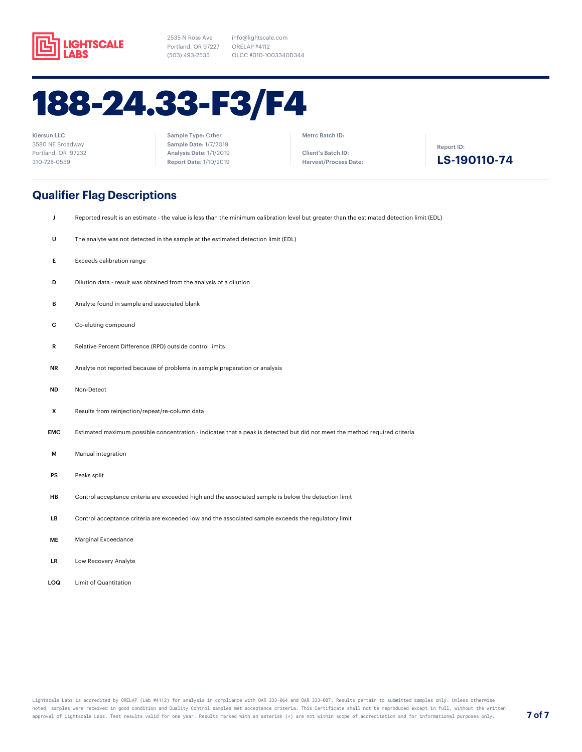LIGHTSCALE LABS

2535 N Ross Ave
Portland, OR 97227
(503) 493-2535

info@lightscale.com
ORELAP #4112
OLCC #010-1003340D344

# 188-24.33-F3/F4

Klersun LLC
3580 NE Broadway
Portland, OR 97232
310-728-0559

**Sample Type:** Other
**Sample Date:** 1/7/2019
**Analysis Date:** 1/1/2019
**Report Date:** 1/10/2019

**Metrc Batch ID:**

**Client's Batch ID:**
**Harvest/Process Date:**

Report ID:
**LS-190110-74**

## Qualifier Flag Descriptions

| | |
|---|---|
| **J** | Reported result is an estimate - the value is less than the minimum calibration level but greater than the estimated detection limit (EDL) |
| **U** | The analyte was not detected in the sample at the estimated detection limit (EDL) |
| **E** | Exceeds calibration range |
| **D** | Dilution data - result was obtained from the analysis of a dilution |
| **B** | Analyte found in sample and associated blank |
| **C** | Co-eluting compound |
| **R** | Relative Percent Difference (RPD) outside control limits |
| **NR** | Analyte not reported because of problems in sample preparation or analysis |
| **ND** | Non-Detect |
| **X** | Results from reinjection/repeat/re-column data |
| **EMC** | Estimated maximum possible concentration - indicates that a peak is detected but did not meet the method required criteria |
| **M** | Manual integration |
| **PS** | Peaks split |
| **HB** | Control acceptance criteria are exceeded high and the associated sample is below the detection limit |
| **LB** | Control acceptance criteria are exceeded low and the associated sample exceeds the regulatory limit |
| **ME** | Marginal Exceedance |
| **LR** | Low Recovery Analyte |
| **LOQ** | Limit of Quantitation |

Lightscale Labs is accredited by ORELAP (Lab #4112) for analysis in compliance with OAR 333-064 and OAR 333-007. Results pertain to submitted samples only. Unless otherwise noted, samples were received in good condition and Quality Control samples met acceptance criteria. This Certificate shall not be reproduced except in full, without the written approval of Lightscale Labs. Test results valid for one year. Results marked with an asterisk (*) are not within scope of accreditation and for informational purposes only.